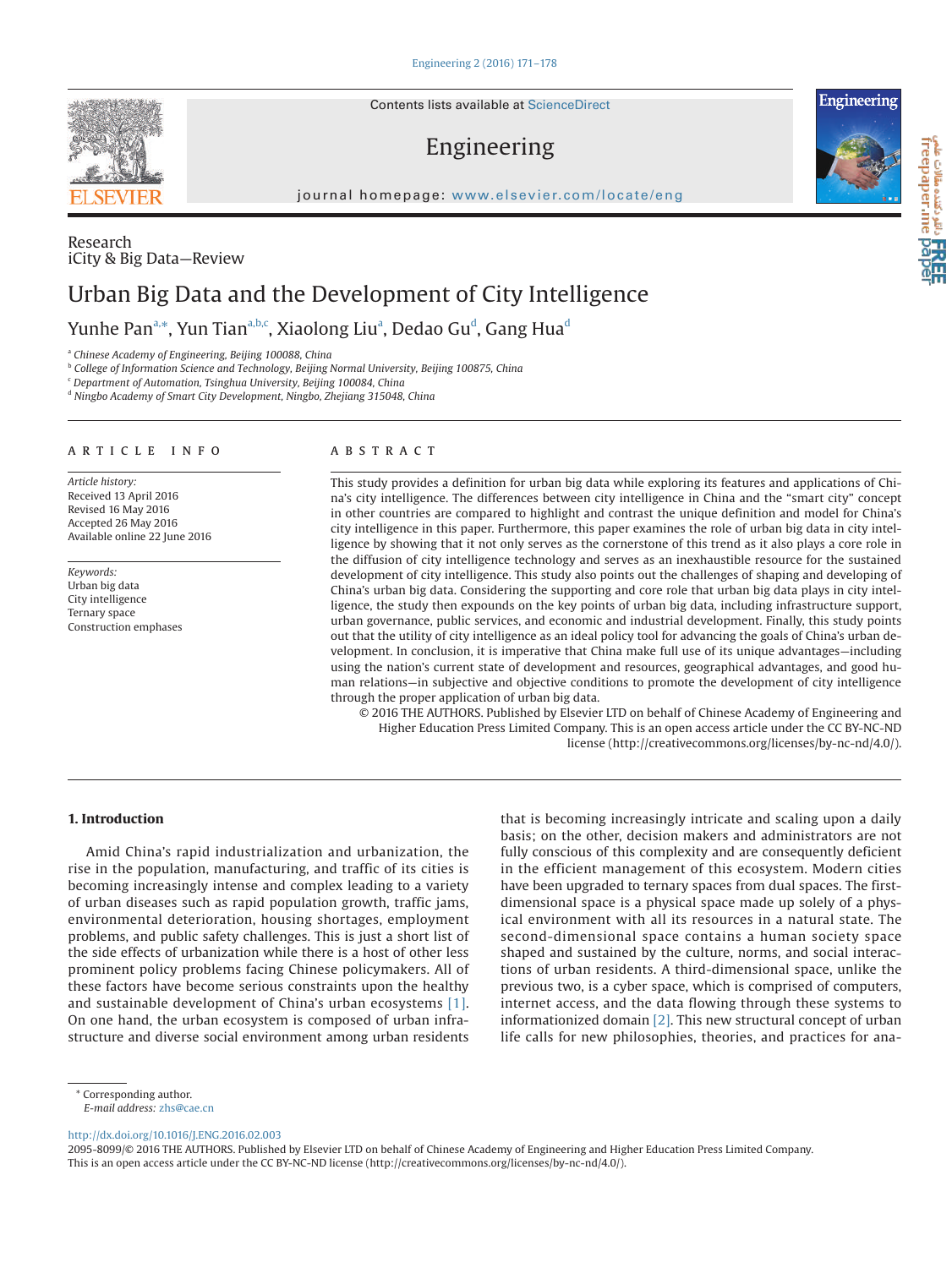Contents lists available at ScienceDirect

Engineering

journal homepage: www.elsevier.com/locate/eng

Research
iCity & Big Data—Review

# Urban Big Data and the Development of City Intelligence

Yunhe Pan[a,*], Yun Tian[a,b,c], Xiaolong Liu[a], Dedao Gu[d], Gang Hua[d]

[a] *Chinese Academy of Engineering, Beijing 100088, China*
[b] *College of Information Science and Technology, Beijing Normal University, Beijing 100875, China*
[c] *Department of Automation, Tsinghua University, Beijing 100084, China*
[d] *Ningbo Academy of Smart City Development, Ningbo, Zhejiang 315048, China*

## ARTICLE INFO

*Article history:*
Received 13 April 2016
Revised 16 May 2016
Accepted 26 May 2016
Available online 22 June 2016

*Keywords:*
Urban big data
City intelligence
Ternary space
Construction emphases

## ABSTRACT

This study provides a definition for urban big data while exploring its features and applications of China's city intelligence. The differences between city intelligence in China and the "smart city" concept in other countries are compared to highlight and contrast the unique definition and model for China's city intelligence in this paper. Furthermore, this paper examines the role of urban big data in city intelligence by showing that it not only serves as the cornerstone of this trend as it also plays a core role in the diffusion of city intelligence technology and serves as an inexhaustible resource for the sustained development of city intelligence. This study also points out the challenges of shaping and developing of China's urban big data. Considering the supporting and core role that urban big data plays in city intelligence, the study then expounds on the key points of urban big data, including infrastructure support, urban governance, public services, and economic and industrial development. Finally, this study points out that the utility of city intelligence as an ideal policy tool for advancing the goals of China's urban development. In conclusion, it is imperative that China make full use of its unique advantages—including using the nation's current state of development and resources, geographical advantages, and good human relations—in subjective and objective conditions to promote the development of city intelligence through the proper application of urban big data.

© 2016 THE AUTHORS. Published by Elsevier LTD on behalf of Chinese Academy of Engineering and Higher Education Press Limited Company. This is an open access article under the CC BY-NC-ND license (http://creativecommons.org/licenses/by-nc-nd/4.0/).

## 1. Introduction

Amid China's rapid industrialization and urbanization, the rise in the population, manufacturing, and traffic of its cities is becoming increasingly intense and complex leading to a variety of urban diseases such as rapid population growth, traffic jams, environmental deterioration, housing shortages, employment problems, and public safety challenges. This is just a short list of the side effects of urbanization while there is a host of other less prominent policy problems facing Chinese policymakers. All of these factors have become serious constraints upon the healthy and sustainable development of China's urban ecosystems [1]. On one hand, the urban ecosystem is composed of urban infrastructure and diverse social environment among urban residents that is becoming increasingly intricate and scaling upon a daily basis; on the other, decision makers and administrators are not fully conscious of this complexity and are consequently deficient in the efficient management of this ecosystem. Modern cities have been upgraded to ternary spaces from dual spaces. The first-dimensional space is a physical space made up solely of a physical environment with all its resources in a natural state. The second-dimensional space contains a human society space shaped and sustained by the culture, norms, and social interactions of urban residents. A third-dimensional space, unlike the previous two, is a cyber space, which is comprised of computers, internet access, and the data flowing through these systems to informationized domain [2]. This new structural concept of urban life calls for new philosophies, theories, and practices for ana-

\* Corresponding author.
*E-mail address:* zhs@cae.cn

http://dx.doi.org/10.1016/J.ENG.2016.02.003
2095-8099/© 2016 THE AUTHORS. Published by Elsevier LTD on behalf of Chinese Academy of Engineering and Higher Education Press Limited Company.
This is an open access article under the CC BY-NC-ND license (http://creativecommons.org/licenses/by-nc-nd/4.0/).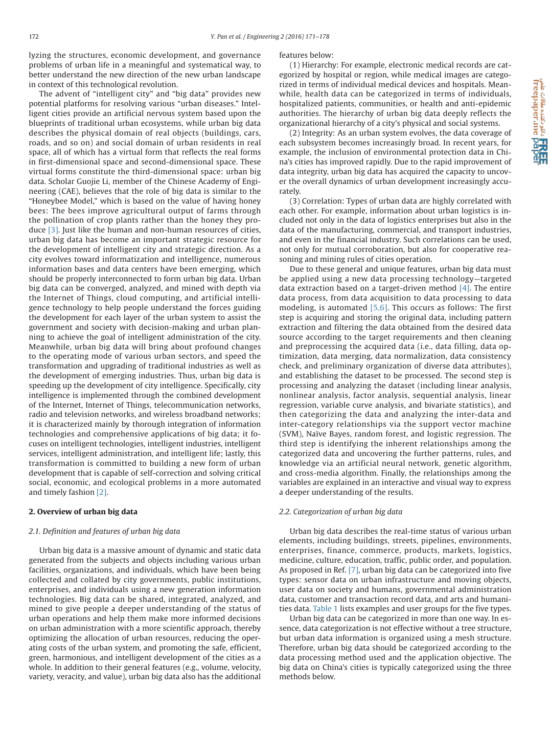lyzing the structures, economic development, and governance problems of urban life in a meaningful and systematical way, to better understand the new direction of the new urban landscape in context of this technological revolution.

The advent of "intelligent city" and "big data" provides new potential platforms for resolving various "urban diseases." Intelligent cities provide an artificial nervous system based upon the blueprints of traditional urban ecosystems, while urban big data describes the physical domain of real objects (buildings, cars, roads, and so on) and social domain of urban residents in real space, all of which has a virtual form that reflects the real forms in first-dimensional space and second-dimensional space. These virtual forms constitute the third-dimensional space: urban big data. Scholar Guojie Li, member of the Chinese Academy of Engineering (CAE), believes that the role of big data is similar to the "Honeybee Model," which is based on the value of having honey bees: The bees improve agricultural output of farms through the pollination of crop plants rather than the honey they produce [3]. Just like the human and non-human resources of cities, urban big data has become an important strategic resource for the development of intelligent city and strategic direction. As a city evolves toward informatization and intelligence, numerous information bases and data centers have been emerging, which should be properly interconnected to form urban big data. Urban big data can be converged, analyzed, and mined with depth via the Internet of Things, cloud computing, and artificial intelligence technology to help people understand the forces guiding the development for each layer of the urban system to assist the government and society with decision-making and urban planning to achieve the goal of intelligent administration of the city. Meanwhile, urban big data will bring about profound changes to the operating mode of various urban sectors, and speed the transformation and upgrading of traditional industries as well as the development of emerging industries. Thus, urban big data is speeding up the development of city intelligence. Specifically, city intelligence is implemented through the combined development of the Internet, Internet of Things, telecommunication networks, radio and television networks, and wireless broadband networks; it is characterized mainly by thorough integration of information technologies and comprehensive applications of big data; it focuses on intelligent technologies, intelligent industries, intelligent services, intelligent administration, and intelligent life; lastly, this transformation is committed to building a new form of urban development that is capable of self-correction and solving critical social, economic, and ecological problems in a more automated and timely fashion [2].

## 2. Overview of urban big data

### 2.1. Definition and features of urban big data

Urban big data is a massive amount of dynamic and static data generated from the subjects and objects including various urban facilities, organizations, and individuals, which have been being collected and collated by city governments, public institutions, enterprises, and individuals using a new generation information technologies. Big data can be shared, integrated, analyzed, and mined to give people a deeper understanding of the status of urban operations and help them make more informed decisions on urban administration with a more scientific approach, thereby optimizing the allocation of urban resources, reducing the operating costs of the urban system, and promoting the safe, efficient, green, harmonious, and intelligent development of the cities as a whole. In addition to their general features (e.g., volume, velocity, variety, veracity, and value), urban big data also has the additional features below:

(1) Hierarchy: For example, electronic medical records are categorized by hospital or region, while medical images are categorized in terms of individual medical devices and hospitals. Meanwhile, health data can be categorized in terms of individuals, hospitalized patients, communities, or health and anti-epidemic authorities. The hierarchy of urban big data deeply reflects the organizational hierarchy of a city's physical and social systems.

(2) Integrity: As an urban system evolves, the data coverage of each subsystem becomes increasingly broad. In recent years, for example, the inclusion of environmental protection data in China's cities has improved rapidly. Due to the rapid improvement of data integrity, urban big data has acquired the capacity to uncover the overall dynamics of urban development increasingly accurately.

(3) Correlation: Types of urban data are highly correlated with each other. For example, information about urban logistics is included not only in the data of logistics enterprises but also in the data of the manufacturing, commercial, and transport industries, and even in the financial industry. Such correlations can be used, not only for mutual corroboration, but also for cooperative reasoning and mining rules of cities operation.

Due to these general and unique features, urban big data must be applied using a new data processing technology—targeted data extraction based on a target-driven method [4]. The entire data process, from data acquisition to data processing to data modeling, is automated [5,6]. This occurs as follows: The first step is acquiring and storing the original data, including pattern extraction and filtering the data obtained from the desired data source according to the target requirements and then cleaning and preprocessing the acquired data (i.e., data filling, data optimization, data merging, data normalization, data consistency check, and preliminary organization of diverse data attributes), and establishing the dataset to be processed. The second step is processing and analyzing the dataset (including linear analysis, nonlinear analysis, factor analysis, sequential analysis, linear regression, variable curve analysis, and bivariate statistics), and then categorizing the data and analyzing the inter-data and inter-category relationships via the support vector machine (SVM), Naïve Bayes, random forest, and logistic regression. The third step is identifying the inherent relationships among the categorized data and uncovering the further patterns, rules, and knowledge via an artificial neural network, genetic algorithm, and cross-media algorithm. Finally, the relationships among the variables are explained in an interactive and visual way to express a deeper understanding of the results.

### 2.2. Categorization of urban big data

Urban big data describes the real-time status of various urban elements, including buildings, streets, pipelines, environments, enterprises, finance, commerce, products, markets, logistics, medicine, culture, education, traffic, public order, and population. As proposed in Ref. [7], urban big data can be categorized into five types: sensor data on urban infrastructure and moving objects, user data on society and humans, governmental administration data, customer and transaction record data, and arts and humanities data. Table 1 lists examples and user groups for the five types.

Urban big data can be categorized in more than one way. In essence, data categorization is not effective without a tree structure, but urban data information is organized using a mesh structure. Therefore, urban big data should be categorized according to the data processing method used and the application objective. The big data on China's cities is typically categorized using the three methods below.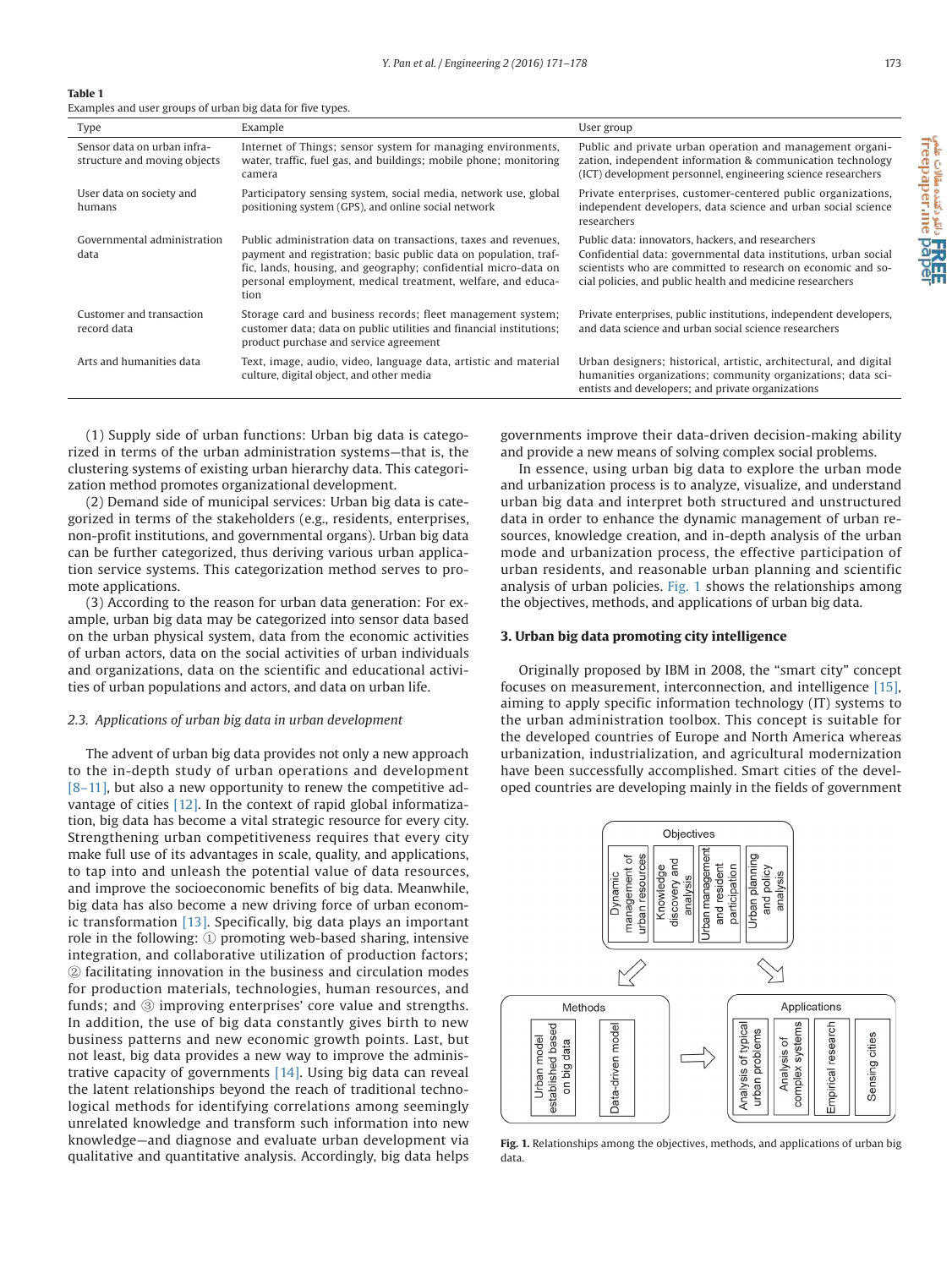**Table 1**
Examples and user groups of urban big data for five types.

| Type | Example | User group |
|---|---|---|
| Sensor data on urban infrastructure and moving objects | Internet of Things; sensor system for managing environments, water, traffic, fuel gas, and buildings; mobile phone; monitoring camera | Public and private urban operation and management organization, independent information & communication technology (ICT) development personnel, engineering science researchers |
| User data on society and humans | Participatory sensing system, social media, network use, global positioning system (GPS), and online social network | Private enterprises, customer-centered public organizations, independent developers, data science and urban social science researchers |
| Governmental administration data | Public administration data on transactions, taxes and revenues, payment and registration; basic public data on population, traffic, lands, housing, and geography; confidential micro-data on personal employment, medical treatment, welfare, and education | Public data: innovators, hackers, and researchers<br>Confidential data: governmental data institutions, urban social scientists who are committed to research on economic and social policies, and public health and medicine researchers |
| Customer and transaction record data | Storage card and business records; fleet management system; customer data; data on public utilities and financial institutions; product purchase and service agreement | Private enterprises, public institutions, independent developers, and data science and urban social science researchers |
| Arts and humanities data | Text, image, audio, video, language data, artistic and material culture, digital object, and other media | Urban designers; historical, artistic, architectural, and digital humanities organizations; community organizations; data scientists and developers; and private organizations |

(1) Supply side of urban functions: Urban big data is categorized in terms of the urban administration systems—that is, the clustering systems of existing urban hierarchy data. This categorization method promotes organizational development.

(2) Demand side of municipal services: Urban big data is categorized in terms of the stakeholders (e.g., residents, enterprises, non-profit institutions, and governmental organs). Urban big data can be further categorized, thus deriving various urban application service systems. This categorization method serves to promote applications.

(3) According to the reason for urban data generation: For example, urban big data may be categorized into sensor data based on the urban physical system, data from the economic activities of urban actors, data on the social activities of urban individuals and organizations, data on the scientific and educational activities of urban populations and actors, and data on urban life.

### 2.3. Applications of urban big data in urban development

The advent of urban big data provides not only a new approach to the in-depth study of urban operations and development [8–11], but also a new opportunity to renew the competitive advantage of cities [12]. In the context of rapid global informatization, big data has become a vital strategic resource for every city. Strengthening urban competitiveness requires that every city make full use of its advantages in scale, quality, and applications, to tap into and unleash the potential value of data resources, and improve the socioeconomic benefits of big data. Meanwhile, big data has also become a new driving force of urban economic transformation [13]. Specifically, big data plays an important role in the following: ① promoting web-based sharing, intensive integration, and collaborative utilization of production factors; ② facilitating innovation in the business and circulation modes for production materials, technologies, human resources, and funds; and ③ improving enterprises' core value and strengths. In addition, the use of big data constantly gives birth to new business patterns and new economic growth points. Last, but not least, big data provides a new way to improve the administrative capacity of governments [14]. Using big data can reveal the latent relationships beyond the reach of traditional technological methods for identifying correlations among seemingly unrelated knowledge and transform such information into new knowledge—and diagnose and evaluate urban development via qualitative and quantitative analysis. Accordingly, big data helps governments improve their data-driven decision-making ability and provide a new means of solving complex social problems.

In essence, using urban big data to explore the urban mode and urbanization process is to analyze, visualize, and understand urban big data and interpret both structured and unstructured data in order to enhance the dynamic management of urban resources, knowledge creation, and in-depth analysis of the urban mode and urbanization process, the effective participation of urban residents, and reasonable urban planning and scientific analysis of urban policies. Fig. 1 shows the relationships among the objectives, methods, and applications of urban big data.

## 3. Urban big data promoting city intelligence

Originally proposed by IBM in 2008, the "smart city" concept focuses on measurement, interconnection, and intelligence [15], aiming to apply specific information technology (IT) systems to the urban administration toolbox. This concept is suitable for the developed countries of Europe and North America whereas urbanization, industrialization, and agricultural modernization have been successfully accomplished. Smart cities of the developed countries are developing mainly in the fields of government

**Fig. 1.** Relationships among the objectives, methods, and applications of urban big data.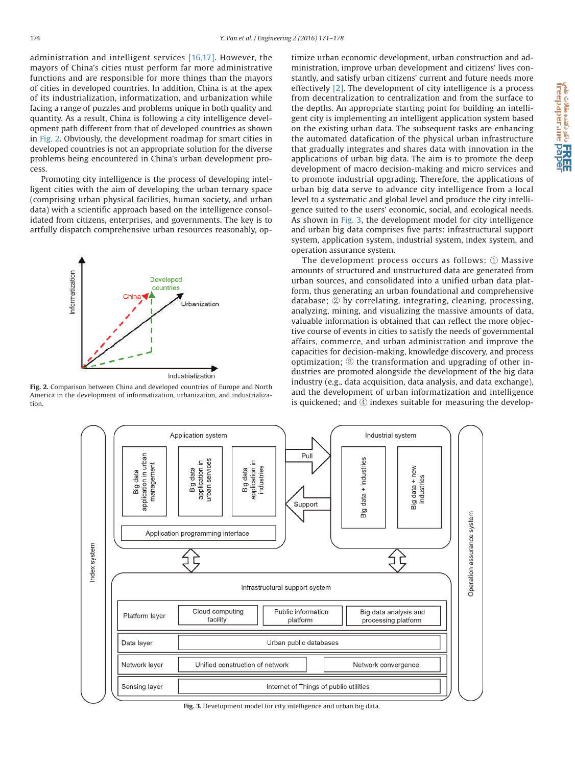administration and intelligent services [16,17]. However, the mayors of China's cities must perform far more administrative functions and are responsible for more things than the mayors of cities in developed countries. In addition, China is at the apex of its industrialization, informatization, and urbanization while facing a range of puzzles and problems unique in both quality and quantity. As a result, China is following a city intelligence development path different from that of developed countries as shown in Fig. 2. Obviously, the development roadmap for smart cities in developed countries is not an appropriate solution for the diverse problems being encountered in China's urban development process.

Promoting city intelligence is the process of developing intelligent cities with the aim of developing the urban ternary space (comprising urban physical facilities, human society, and urban data) with a scientific approach based on the intelligence consolidated from citizens, enterprises, and governments. The key is to artfully dispatch comprehensive urban resources reasonably, optimize urban economic development, urban construction and administration, improve urban development and citizens' lives constantly, and satisfy urban citizens' current and future needs more effectively [2]. The development of city intelligence is a process from decentralization to centralization and from the surface to the depths. An appropriate starting point for building an intelligent city is implementing an intelligent application system based on the existing urban data. The subsequent tasks are enhancing the automated datafication of the physical urban infrastructure that gradually integrates and shares data with innovation in the applications of urban big data. The aim is to promote the deep development of macro decision-making and micro services and to promote industrial upgrading. Therefore, the applications of urban big data serve to advance city intelligence from a local level to a systematic and global level and produce the city intelligence suited to the users' economic, social, and ecological needs. As shown in Fig. 3, the development model for city intelligence and urban big data comprises five parts: infrastructural support system, application system, industrial system, index system, and operation assurance system.

Fig. 2. Comparison between China and developed countries of Europe and North America in the development of informatization, urbanization, and industrialization.

The development process occurs as follows: ① Massive amounts of structured and unstructured data are generated from urban sources, and consolidated into a unified urban data platform, thus generating an urban foundational and comprehensive database; ② by correlating, integrating, cleaning, processing, analyzing, mining, and visualizing the massive amounts of data, valuable information is obtained that can reflect the more objective course of events in cities to satisfy the needs of governmental affairs, commerce, and urban administration and improve the capacities for decision-making, knowledge discovery, and process optimization; ③ the transformation and upgrading of other industries are promoted alongside the development of the big data industry (e.g., data acquisition, data analysis, and data exchange), and the development of urban informatization and intelligence is quickened; and ④ indexes suitable for measuring the develop-

Fig. 3. Development model for city intelligence and urban big data.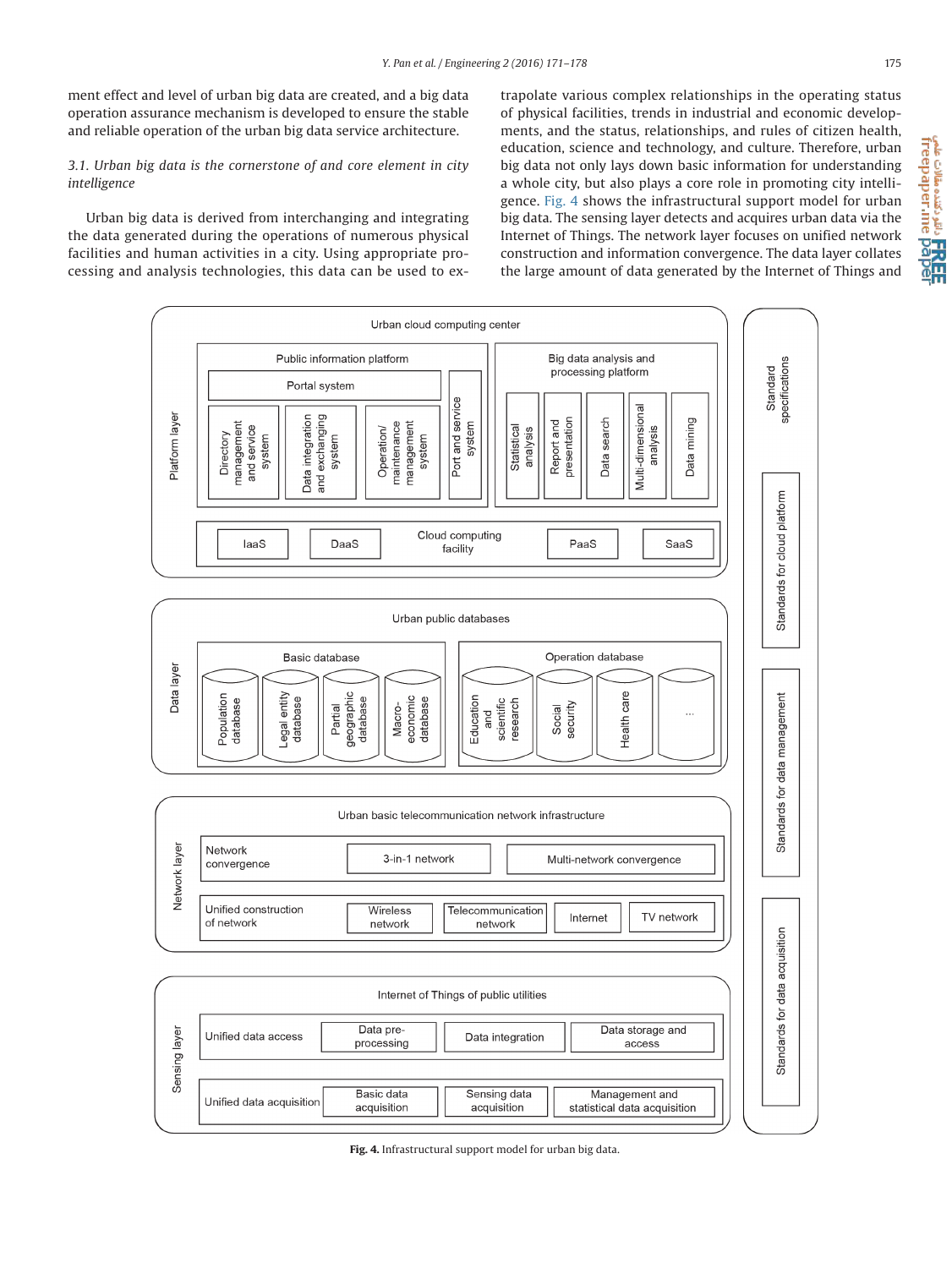ment effect and level of urban big data are created, and a big data operation assurance mechanism is developed to ensure the stable and reliable operation of the urban big data service architecture.

### *3.1. Urban big data is the cornerstone of and core element in city intelligence*

Urban big data is derived from interchanging and integrating the data generated during the operations of numerous physical facilities and human activities in a city. Using appropriate processing and analysis technologies, this data can be used to extrapolate various complex relationships in the operating status of physical facilities, trends in industrial and economic developments, and the status, relationships, and rules of citizen health, education, science and technology, and culture. Therefore, urban big data not only lays down basic information for understanding a whole city, but also plays a core role in promoting city intelligence. Fig. 4 shows the infrastructural support model for urban big data. The sensing layer detects and acquires urban data via the Internet of Things. The network layer focuses on unified network construction and information convergence. The data layer collates the large amount of data generated by the Internet of Things and

**Fig. 4.** Infrastructural support model for urban big data.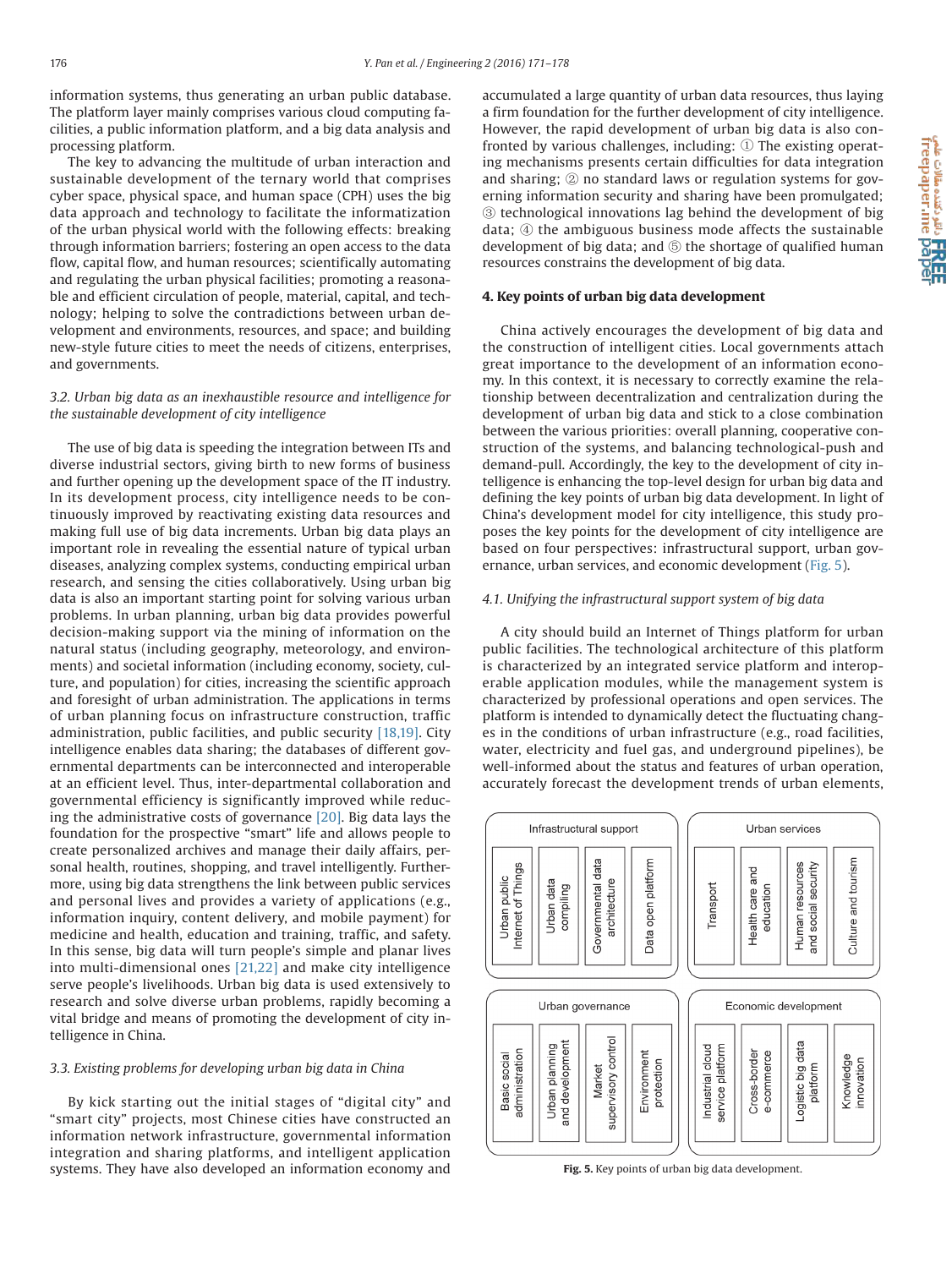information systems, thus generating an urban public database. The platform layer mainly comprises various cloud computing facilities, a public information platform, and a big data analysis and processing platform.

The key to advancing the multitude of urban interaction and sustainable development of the ternary world that comprises cyber space, physical space, and human space (CPH) uses the big data approach and technology to facilitate the informatization of the urban physical world with the following effects: breaking through information barriers; fostering an open access to the data flow, capital flow, and human resources; scientifically automating and regulating the urban physical facilities; promoting a reasonable and efficient circulation of people, material, capital, and technology; helping to solve the contradictions between urban development and environments, resources, and space; and building new-style future cities to meet the needs of citizens, enterprises, and governments.

### *3.2. Urban big data as an inexhaustible resource and intelligence for the sustainable development of city intelligence*

The use of big data is speeding the integration between ITs and diverse industrial sectors, giving birth to new forms of business and further opening up the development space of the IT industry. In its development process, city intelligence needs to be continuously improved by reactivating existing data resources and making full use of big data increments. Urban big data plays an important role in revealing the essential nature of typical urban diseases, analyzing complex systems, conducting empirical urban research, and sensing the cities collaboratively. Using urban big data is also an important starting point for solving various urban problems. In urban planning, urban big data provides powerful decision-making support via the mining of information on the natural status (including geography, meteorology, and environments) and societal information (including economy, society, culture, and population) for cities, increasing the scientific approach and foresight of urban administration. The applications in terms of urban planning focus on infrastructure construction, traffic administration, public facilities, and public security [18,19]. City intelligence enables data sharing; the databases of different governmental departments can be interconnected and interoperable at an efficient level. Thus, inter-departmental collaboration and governmental efficiency is significantly improved while reducing the administrative costs of governance [20]. Big data lays the foundation for the prospective "smart" life and allows people to create personalized archives and manage their daily affairs, personal health, routines, shopping, and travel intelligently. Furthermore, using big data strengthens the link between public services and personal lives and provides a variety of applications (e.g., information inquiry, content delivery, and mobile payment) for medicine and health, education and training, traffic, and safety. In this sense, big data will turn people's simple and planar lives into multi-dimensional ones [21,22] and make city intelligence serve people's livelihoods. Urban big data is used extensively to research and solve diverse urban problems, rapidly becoming a vital bridge and means of promoting the development of city intelligence in China.

### *3.3. Existing problems for developing urban big data in China*

By kick starting out the initial stages of "digital city" and "smart city" projects, most Chinese cities have constructed an information network infrastructure, governmental information integration and sharing platforms, and intelligent application systems. They have also developed an information economy and accumulated a large quantity of urban data resources, thus laying a firm foundation for the further development of city intelligence. However, the rapid development of urban big data is also confronted by various challenges, including: ① The existing operating mechanisms presents certain difficulties for data integration and sharing; ② no standard laws or regulation systems for governing information security and sharing have been promulgated; ③ technological innovations lag behind the development of big data; ④ the ambiguous business mode affects the sustainable development of big data; and ⑤ the shortage of qualified human resources constrains the development of big data.

## 4. Key points of urban big data development

China actively encourages the development of big data and the construction of intelligent cities. Local governments attach great importance to the development of an information economy. In this context, it is necessary to correctly examine the relationship between decentralization and centralization during the development of urban big data and stick to a close combination between the various priorities: overall planning, cooperative construction of the systems, and balancing technological-push and demand-pull. Accordingly, the key to the development of city intelligence is enhancing the top-level design for urban big data and defining the key points of urban big data development. In light of China's development model for city intelligence, this study proposes the key points for the development of city intelligence are based on four perspectives: infrastructural support, urban governance, urban services, and economic development (Fig. 5).

### *4.1. Unifying the infrastructural support system of big data*

A city should build an Internet of Things platform for urban public facilities. The technological architecture of this platform is characterized by an integrated service platform and interoperable application modules, while the management system is characterized by professional operations and open services. The platform is intended to dynamically detect the fluctuating changes in the conditions of urban infrastructure (e.g., road facilities, water, electricity and fuel gas, and underground pipelines), be well-informed about the status and features of urban operation, accurately forecast the development trends of urban elements,

Infrastructural support
Urban public Internet of Things
Urban data compiling
Governmental data architecture
Data open platform

Urban services
Transport
Health care and education
Human resources and social security
Culture and tourism

Urban governance
Basic social administration
Urban planning and development
Market supervisory control
Environment protection

Economic development
Industrial cloud service platform
Cross-border e-commerce
Logistic big data platform
Knowledge innovation

**Fig. 5.** Key points of urban big data development.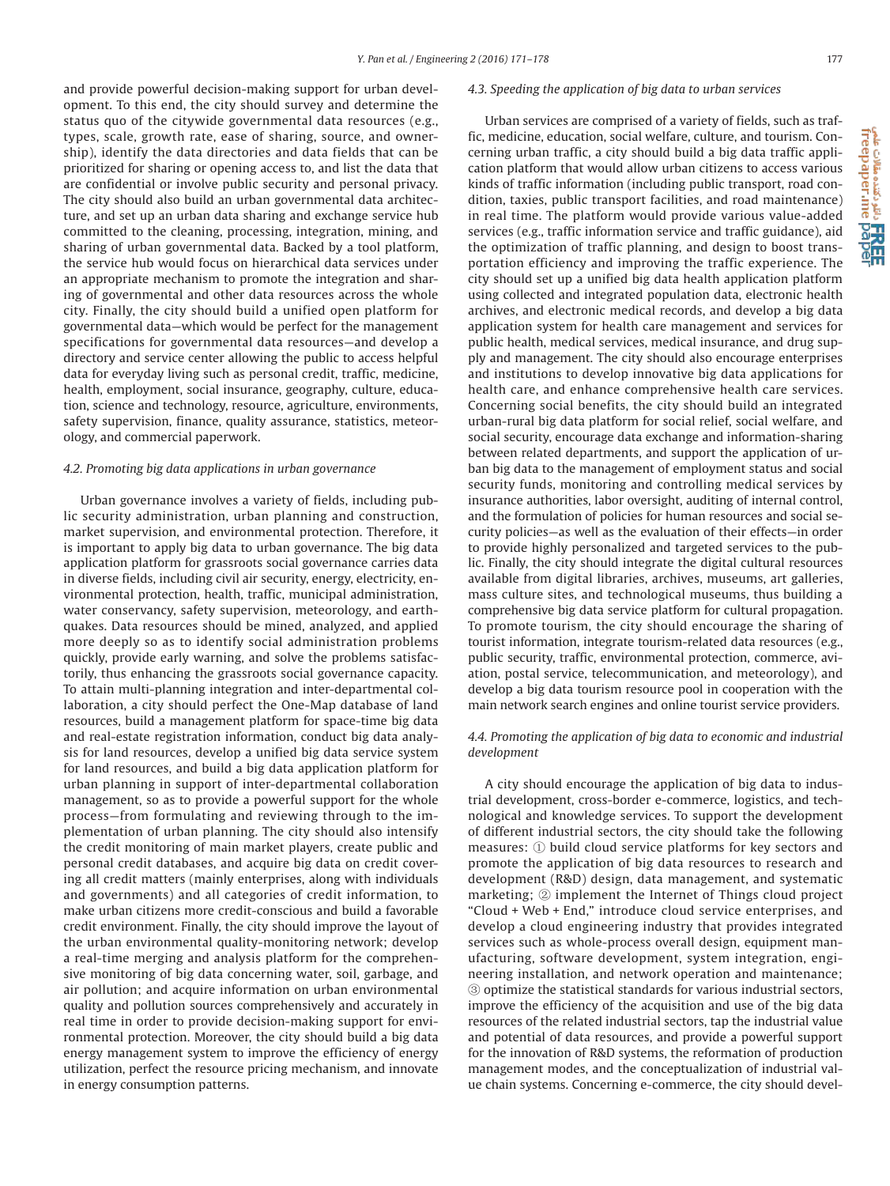and provide powerful decision-making support for urban development. To this end, the city should survey and determine the status quo of the citywide governmental data resources (e.g., types, scale, growth rate, ease of sharing, source, and ownership), identify the data directories and data fields that can be prioritized for sharing or opening access to, and list the data that are confidential or involve public security and personal privacy. The city should also build an urban governmental data architecture, and set up an urban data sharing and exchange service hub committed to the cleaning, processing, integration, mining, and sharing of urban governmental data. Backed by a tool platform, the service hub would focus on hierarchical data services under an appropriate mechanism to promote the integration and sharing of governmental and other data resources across the whole city. Finally, the city should build a unified open platform for governmental data—which would be perfect for the management specifications for governmental data resources—and develop a directory and service center allowing the public to access helpful data for everyday living such as personal credit, traffic, medicine, health, employment, social insurance, geography, culture, education, science and technology, resource, agriculture, environments, safety supervision, finance, quality assurance, statistics, meteorology, and commercial paperwork.

### 4.2. Promoting big data applications in urban governance

Urban governance involves a variety of fields, including public security administration, urban planning and construction, market supervision, and environmental protection. Therefore, it is important to apply big data to urban governance. The big data application platform for grassroots social governance carries data in diverse fields, including civil air security, energy, electricity, environmental protection, health, traffic, municipal administration, water conservancy, safety supervision, meteorology, and earthquakes. Data resources should be mined, analyzed, and applied more deeply so as to identify social administration problems quickly, provide early warning, and solve the problems satisfactorily, thus enhancing the grassroots social governance capacity. To attain multi-planning integration and inter-departmental collaboration, a city should perfect the One-Map database of land resources, build a management platform for space-time big data and real-estate registration information, conduct big data analysis for land resources, develop a unified big data service system for land resources, and build a big data application platform for urban planning in support of inter-departmental collaboration management, so as to provide a powerful support for the whole process—from formulating and reviewing through to the implementation of urban planning. The city should also intensify the credit monitoring of main market players, create public and personal credit databases, and acquire big data on credit covering all credit matters (mainly enterprises, along with individuals and governments) and all categories of credit information, to make urban citizens more credit-conscious and build a favorable credit environment. Finally, the city should improve the layout of the urban environmental quality-monitoring network; develop a real-time merging and analysis platform for the comprehensive monitoring of big data concerning water, soil, garbage, and air pollution; and acquire information on urban environmental quality and pollution sources comprehensively and accurately in real time in order to provide decision-making support for environmental protection. Moreover, the city should build a big data energy management system to improve the efficiency of energy utilization, perfect the resource pricing mechanism, and innovate in energy consumption patterns.

### 4.3. Speeding the application of big data to urban services

Urban services are comprised of a variety of fields, such as traffic, medicine, education, social welfare, culture, and tourism. Concerning urban traffic, a city should build a big data traffic application platform that would allow urban citizens to access various kinds of traffic information (including public transport, road condition, taxies, public transport facilities, and road maintenance) in real time. The platform would provide various value-added services (e.g., traffic information service and traffic guidance), aid the optimization of traffic planning, and design to boost transportation efficiency and improving the traffic experience. The city should set up a unified big data health application platform using collected and integrated population data, electronic health archives, and electronic medical records, and develop a big data application system for health care management and services for public health, medical services, medical insurance, and drug supply and management. The city should also encourage enterprises and institutions to develop innovative big data applications for health care, and enhance comprehensive health care services. Concerning social benefits, the city should build an integrated urban-rural big data platform for social relief, social welfare, and social security, encourage data exchange and information-sharing between related departments, and support the application of urban big data to the management of employment status and social security funds, monitoring and controlling medical services by insurance authorities, labor oversight, auditing of internal control, and the formulation of policies for human resources and social security policies—as well as the evaluation of their effects—in order to provide highly personalized and targeted services to the public. Finally, the city should integrate the digital cultural resources available from digital libraries, archives, museums, art galleries, mass culture sites, and technological museums, thus building a comprehensive big data service platform for cultural propagation. To promote tourism, the city should encourage the sharing of tourist information, integrate tourism-related data resources (e.g., public security, traffic, environmental protection, commerce, aviation, postal service, telecommunication, and meteorology), and develop a big data tourism resource pool in cooperation with the main network search engines and online tourist service providers.

### 4.4. Promoting the application of big data to economic and industrial development

A city should encourage the application of big data to industrial development, cross-border e-commerce, logistics, and technological and knowledge services. To support the development of different industrial sectors, the city should take the following measures: ① build cloud service platforms for key sectors and promote the application of big data resources to research and development (R&D) design, data management, and systematic marketing; ② implement the Internet of Things cloud project "Cloud + Web + End," introduce cloud service enterprises, and develop a cloud engineering industry that provides integrated services such as whole-process overall design, equipment manufacturing, software development, system integration, engineering installation, and network operation and maintenance; ③ optimize the statistical standards for various industrial sectors, improve the efficiency of the acquisition and use of the big data resources of the related industrial sectors, tap the industrial value and potential of data resources, and provide a powerful support for the innovation of R&D systems, the reformation of production management modes, and the conceptualization of industrial value chain systems. Concerning e-commerce, the city should devel-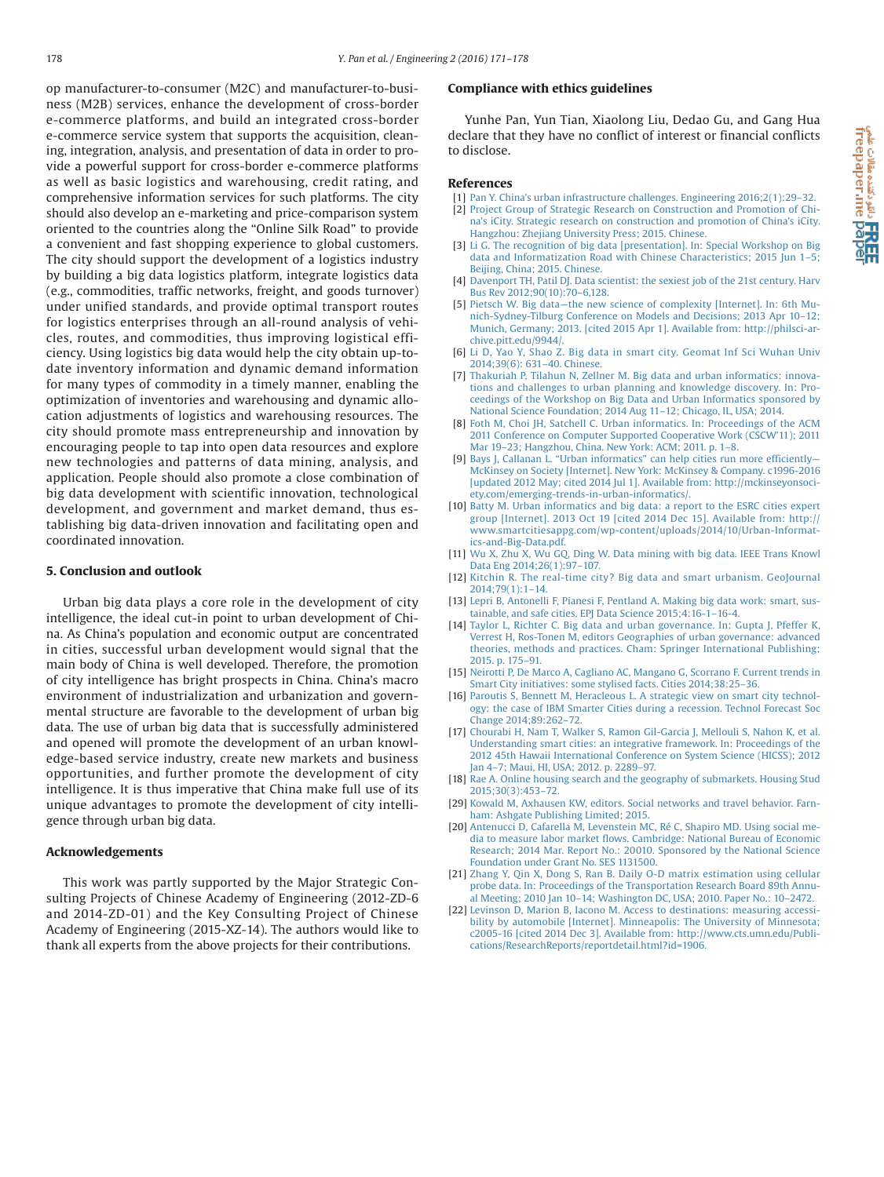op manufacturer-to-consumer (M2C) and manufacturer-to-business (M2B) services, enhance the development of cross-border e-commerce platforms, and build an integrated cross-border e-commerce service system that supports the acquisition, cleaning, integration, analysis, and presentation of data in order to provide a powerful support for cross-border e-commerce platforms as well as basic logistics and warehousing, credit rating, and comprehensive information services for such platforms. The city should also develop an e-marketing and price-comparison system oriented to the countries along the "Online Silk Road" to provide a convenient and fast shopping experience to global customers. The city should support the development of a logistics industry by building a big data logistics platform, integrate logistics data (e.g., commodities, traffic networks, freight, and goods turnover) under unified standards, and provide optimal transport routes for logistics enterprises through an all-round analysis of vehicles, routes, and commodities, thus improving logistical efficiency. Using logistics big data would help the city obtain up-to-date inventory information and dynamic demand information for many types of commodity in a timely manner, enabling the optimization of inventories and warehousing and dynamic allocation adjustments of logistics and warehousing resources. The city should promote mass entrepreneurship and innovation by encouraging people to tap into open data resources and explore new technologies and patterns of data mining, analysis, and application. People should also promote a close combination of big data development with scientific innovation, technological development, and government and market demand, thus establishing big data-driven innovation and facilitating open and coordinated innovation.

## 5. Conclusion and outlook

Urban big data plays a core role in the development of city intelligence, the ideal cut-in point to urban development of China. As China's population and economic output are concentrated in cities, successful urban development would signal that the main body of China is well developed. Therefore, the promotion of city intelligence has bright prospects in China. China's macro environment of industrialization and urbanization and governmental structure are favorable to the development of urban big data. The use of urban big data that is successfully administered and opened will promote the development of an urban knowledge-based service industry, create new markets and business opportunities, and further promote the development of city intelligence. It is thus imperative that China make full use of its unique advantages to promote the development of city intelligence through urban big data.

## Acknowledgements

This work was partly supported by the Major Strategic Consulting Projects of Chinese Academy of Engineering (2012-ZD-6 and 2014-ZD-01) and the Key Consulting Project of Chinese Academy of Engineering (2015-XZ-14). The authors would like to thank all experts from the above projects for their contributions.

## Compliance with ethics guidelines

Yunhe Pan, Yun Tian, Xiaolong Liu, Dedao Gu, and Gang Hua declare that they have no conflict of interest or financial conflicts to disclose.

## References

[1] Pan Y. China's urban infrastructure challenges. Engineering 2016;2(1):29–32.

[2] Project Group of Strategic Research on Construction and Promotion of China's iCity. Strategic research on construction and promotion of China's iCity. Hangzhou: Zhejiang University Press; 2015. Chinese.

[3] Li G. The recognition of big data [presentation]. In: Special Workshop on Big data and Informatization Road with Chinese Characteristics; 2015 Jun 1–5; Beijing, China; 2015. Chinese.

[4] Davenport TH, Patil DJ. Data scientist: the sexiest job of the 21st century. Harv Bus Rev 2012;90(10):70–6,128.

[5] Pietsch W. Big data—the new science of complexity [Internet]. In: 6th Munich-Sydney-Tilburg Conference on Models and Decisions; 2013 Apr 10–12; Munich, Germany; 2013. [cited 2015 Apr 1]. Available from: http://philsci-archive.pitt.edu/9944/.

[6] Li D, Yao Y, Shao Z. Big data in smart city. Geomat Inf Sci Wuhan Univ 2014;39(6): 631–40. Chinese.

[7] Thakuriah P, Tilahun N, Zellner M. Big data and urban informatics: innovations and challenges to urban planning and knowledge discovery. In: Proceedings of the Workshop on Big Data and Urban Informatics sponsored by National Science Foundation; 2014 Aug 11–12; Chicago, IL, USA; 2014.

[8] Foth M, Choi JH, Satchell C. Urban informatics. In: Proceedings of the ACM 2011 Conference on Computer Supported Cooperative Work (CSCW'11); 2011 Mar 19–23; Hangzhou, China. New York: ACM; 2011. p. 1–8.

[9] Bays J, Callanan L. "Urban informatics" can help cities run more efficiently—McKinsey on Society [Internet]. New York: McKinsey & Company. c1996-2016 [updated 2012 May; cited 2014 Jul 1]. Available from: http://mckinseyonsociety.com/emerging-trends-in-urban-informatics/.

[10] Batty M. Urban informatics and big data: a report to the ESRC cities expert group [Internet]. 2013 Oct 19 [cited 2014 Dec 15]. Available from: http://www.smartcitiesappg.com/wp-content/uploads/2014/10/Urban-Informatics-and-Big-Data.pdf.

[11] Wu X, Zhu X, Wu GQ, Ding W. Data mining with big data. IEEE Trans Knowl Data Eng 2014;26(1):97–107.

[12] Kitchin R. The real-time city? Big data and smart urbanism. GeoJournal 2014;79(1):1–14.

[13] Lepri B, Antonelli F, Pianesi F, Pentland A. Making big data work: smart, sustainable, and safe cities. EPJ Data Science 2015;4:16-1–16-4.

[14] Taylor L, Richter C. Big data and urban governance. In: Gupta J, Pfeffer K, Verrest H, Ros-Tonen M, editors Geographies of urban governance: advanced theories, methods and practices. Cham: Springer International Publishing; 2015. p. 175–91.

[15] Neirotti P, De Marco A, Cagliano AC, Mangano G, Scorrano F. Current trends in Smart City initiatives: some stylised facts. Cities 2014;38:25–36.

[16] Paroutis S, Bennett M, Heracleous L. A strategic view on smart city technology: the case of IBM Smarter Cities during a recession. Technol Forecast Soc Change 2014;89:262–72.

[17] Chourabi H, Nam T, Walker S, Ramon Gil-Garcia J, Mellouli S, Nahon K, et al. Understanding smart cities: an integrative framework. In: Proceedings of the 2012 45th Hawaii International Conference on System Science (HICSS); 2012 Jan 4–7; Maui, HI, USA; 2012. p. 2289–97.

[18] Rae A. Online housing search and the geography of submarkets. Housing Stud 2015;30(3):453–72.

[29] Kowald M, Axhausen KW, editors. Social networks and travel behavior. Farnham: Ashgate Publishing Limited; 2015.

[20] Antenucci D, Cafarella M, Levenstein MC, Ré C, Shapiro MD. Using social media to measure labor market flows. Cambridge: National Bureau of Economic Research; 2014 Mar. Report No.: 20010. Sponsored by the National Science Foundation under Grant No. SES 1131500.

[21] Zhang Y, Qin X, Dong S, Ran B. Daily O-D matrix estimation using cellular probe data. In: Proceedings of the Transportation Research Board 89th Annual Meeting; 2010 Jan 10–14; Washington DC, USA; 2010. Paper No.: 10–2472.

[22] Levinson D, Marion B, Iacono M. Access to destinations: measuring accessibility by automobile [Internet]. Minneapolis: The University of Minnesota; c2005-16 [cited 2014 Dec 3]. Available from: http://www.cts.umn.edu/Publications/ResearchReports/reportdetail.html?id=1906.